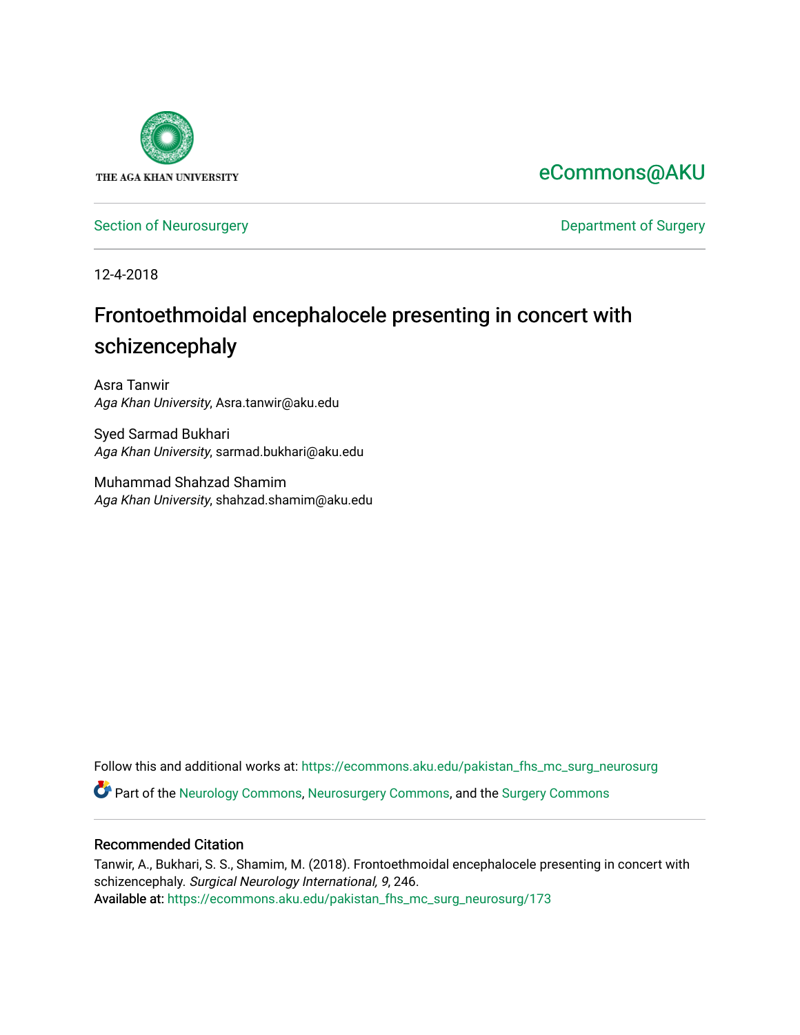THE AGA KHAN UNIVERSITY

eCommons@AKU

Section of Neurosurgery

Department of Surgery

12-4-2018

# Frontoethmoidal encephalocele presenting in concert with schizencephaly

Asra Tanwir
*Aga Khan University*, Asra.tanwir@aku.edu

Syed Sarmad Bukhari
*Aga Khan University*, sarmad.bukhari@aku.edu

Muhammad Shahzad Shamim
*Aga Khan University*, shahzad.shamim@aku.edu

Follow this and additional works at: https://ecommons.aku.edu/pakistan_fhs_mc_surg_neurosurg

Part of the Neurology Commons, Neurosurgery Commons, and the Surgery Commons

## Recommended Citation

Tanwir, A., Bukhari, S. S., Shamim, M. (2018). Frontoethmoidal encephalocele presenting in concert with schizencephaly. *Surgical Neurology International, 9*, 246.
Available at: https://ecommons.aku.edu/pakistan_fhs_mc_surg_neurosurg/173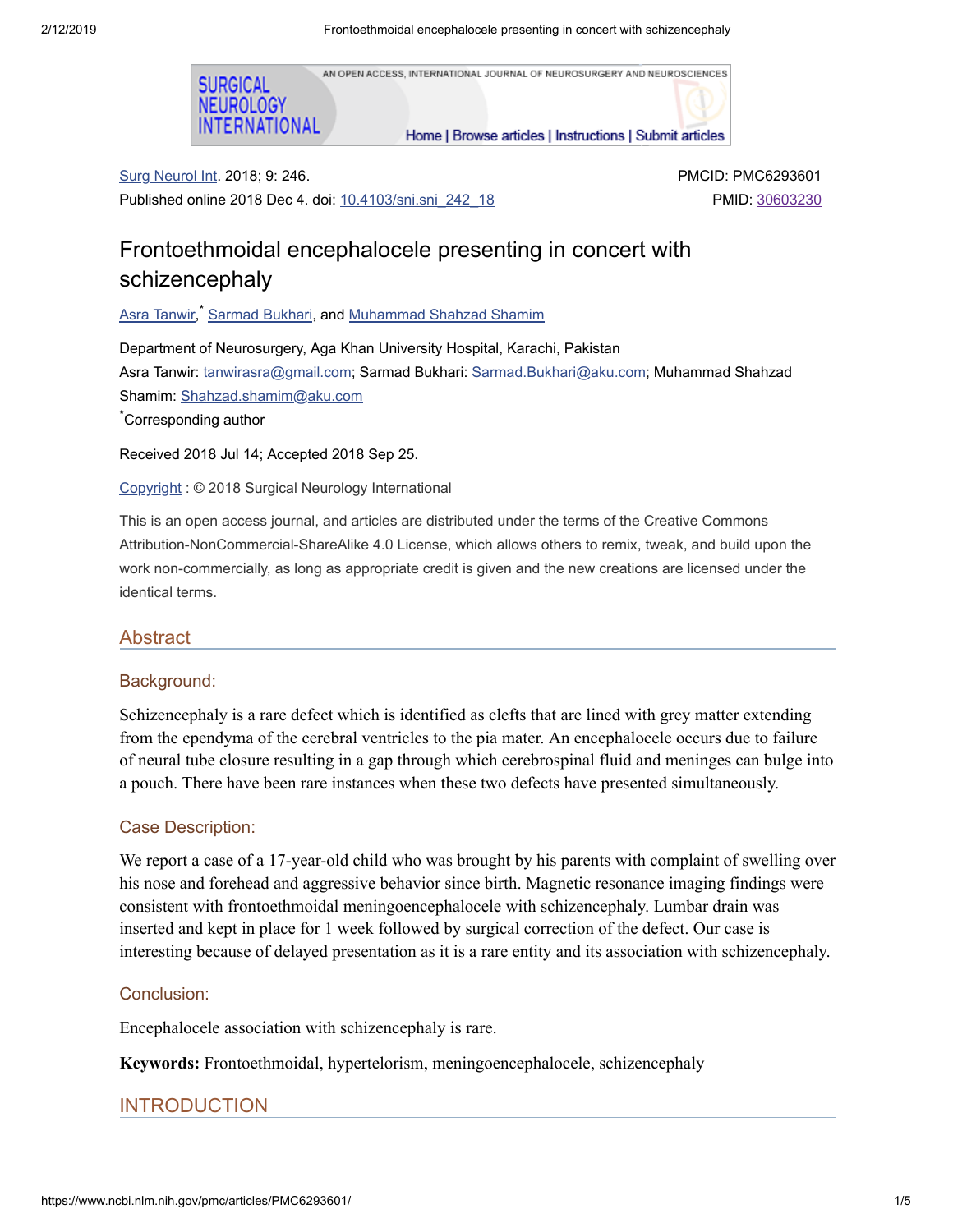# Frontoethmoidal encephalocele presenting in concert with schizencephaly

Asra Tanwir,* Sarmad Bukhari, and Muhammad Shahzad Shamim

Department of Neurosurgery, Aga Khan University Hospital, Karachi, Pakistan

Asra Tanwir: tanwirasra@gmail.com; Sarmad Bukhari: Sarmad.Bukhari@aku.com; Muhammad Shahzad Shamim: Shahzad.shamim@aku.com

*Corresponding author

Received 2018 Jul 14; Accepted 2018 Sep 25.

Surg Neurol Int. 2018; 9: 246.
Published online 2018 Dec 4. doi: 10.4103/sni.sni_242_18

PMCID: PMC6293601
PMID: 30603230

Copyright : © 2018 Surgical Neurology International

This is an open access journal, and articles are distributed under the terms of the Creative Commons Attribution-NonCommercial-ShareAlike 4.0 License, which allows others to remix, tweak, and build upon the work non-commercially, as long as appropriate credit is given and the new creations are licensed under the identical terms.

## Abstract

### Background:

Schizencephaly is a rare defect which is identified as clefts that are lined with grey matter extending from the ependyma of the cerebral ventricles to the pia mater. An encephalocele occurs due to failure of neural tube closure resulting in a gap through which cerebrospinal fluid and meninges can bulge into a pouch. There have been rare instances when these two defects have presented simultaneously.

### Case Description:

We report a case of a 17-year-old child who was brought by his parents with complaint of swelling over his nose and forehead and aggressive behavior since birth. Magnetic resonance imaging findings were consistent with frontoethmoidal meningoencephalocele with schizencephaly. Lumbar drain was inserted and kept in place for 1 week followed by surgical correction of the defect. Our case is interesting because of delayed presentation as it is a rare entity and its association with schizencephaly.

### Conclusion:

Encephalocele association with schizencephaly is rare.

**Keywords:** Frontoethmoidal, hypertelorism, meningoencephalocele, schizencephaly

## INTRODUCTION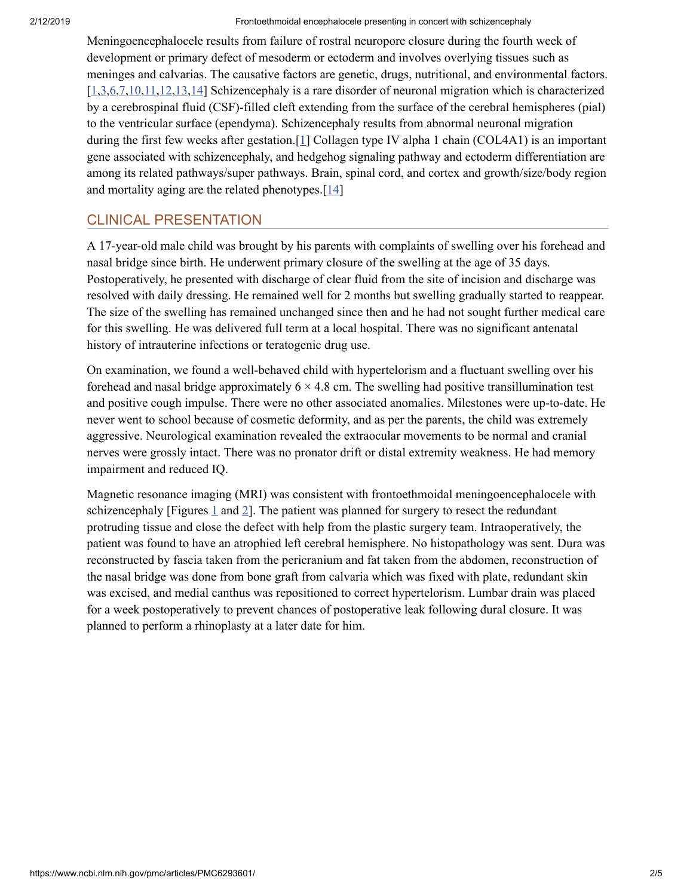Meningoencephalocele results from failure of rostral neuropore closure during the fourth week of development or primary defect of mesoderm or ectoderm and involves overlying tissues such as meninges and calvarias. The causative factors are genetic, drugs, nutritional, and environmental factors.[1,3,6,7,10,11,12,13,14] Schizencephaly is a rare disorder of neuronal migration which is characterized by a cerebrospinal fluid (CSF)-filled cleft extending from the surface of the cerebral hemispheres (pial) to the ventricular surface (ependyma). Schizencephaly results from abnormal neuronal migration during the first few weeks after gestation.[1] Collagen type IV alpha 1 chain (COL4A1) is an important gene associated with schizencephaly, and hedgehog signaling pathway and ectoderm differentiation are among its related pathways/super pathways. Brain, spinal cord, and cortex and growth/size/body region and mortality aging are the related phenotypes.[14]

## CLINICAL PRESENTATION

A 17-year-old male child was brought by his parents with complaints of swelling over his forehead and nasal bridge since birth. He underwent primary closure of the swelling at the age of 35 days. Postoperatively, he presented with discharge of clear fluid from the site of incision and discharge was resolved with daily dressing. He remained well for 2 months but swelling gradually started to reappear. The size of the swelling has remained unchanged since then and he had not sought further medical care for this swelling. He was delivered full term at a local hospital. There was no significant antenatal history of intrauterine infections or teratogenic drug use.

On examination, we found a well-behaved child with hypertelorism and a fluctuant swelling over his forehead and nasal bridge approximately $6 \times 4.8$ cm. The swelling had positive transillumination test and positive cough impulse. There were no other associated anomalies. Milestones were up-to-date. He never went to school because of cosmetic deformity, and as per the parents, the child was extremely aggressive. Neurological examination revealed the extraocular movements to be normal and cranial nerves were grossly intact. There was no pronator drift or distal extremity weakness. He had memory impairment and reduced IQ.

Magnetic resonance imaging (MRI) was consistent with frontoethmoidal meningoencephalocele with schizencephaly [Figures 1 and 2]. The patient was planned for surgery to resect the redundant protruding tissue and close the defect with help from the plastic surgery team. Intraoperatively, the patient was found to have an atrophied left cerebral hemisphere. No histopathology was sent. Dura was reconstructed by fascia taken from the pericranium and fat taken from the abdomen, reconstruction of the nasal bridge was done from bone graft from calvaria which was fixed with plate, redundant skin was excised, and medial canthus was repositioned to correct hypertelorism. Lumbar drain was placed for a week postoperatively to prevent chances of postoperative leak following dural closure. It was planned to perform a rhinoplasty at a later date for him.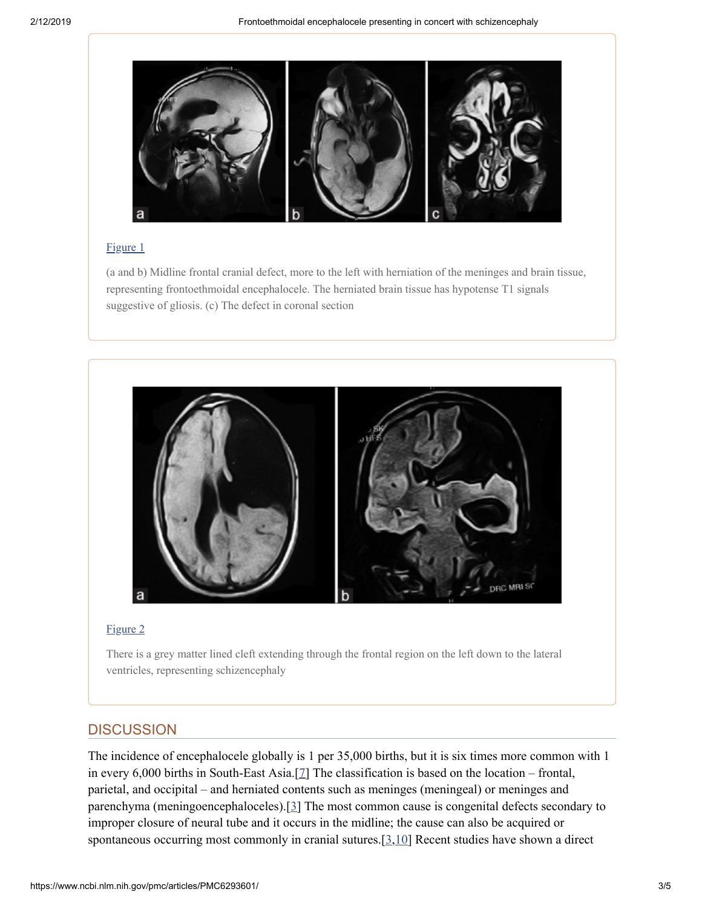[Figure 1](#)

(a and b) Midline frontal cranial defect, more to the left with herniation of the meninges and brain tissue, representing frontoethmoidal encephalocele. The herniated brain tissue has hypotense T1 signals suggestive of gliosis. (c) The defect in coronal section

[Figure 2](#)

There is a grey matter lined cleft extending through the frontal region on the left down to the lateral ventricles, representing schizencephaly

## DISCUSSION

The incidence of encephalocele globally is 1 per 35,000 births, but it is six times more common with 1 in every 6,000 births in South-East Asia.[7] The classification is based on the location – frontal, parietal, and occipital – and herniated contents such as meninges (meningeal) or meninges and parenchyma (meningoencephaloceles).[3] The most common cause is congenital defects secondary to improper closure of neural tube and it occurs in the midline; the cause can also be acquired or spontaneous occurring most commonly in cranial sutures.[3,10] Recent studies have shown a direct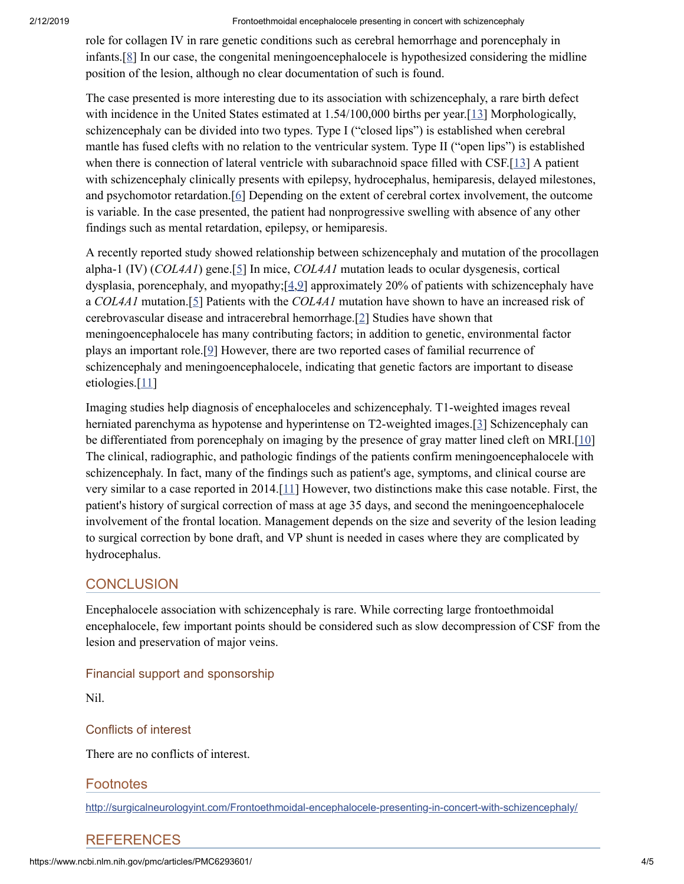role for collagen IV in rare genetic conditions such as cerebral hemorrhage and porencephaly in infants.[8] In our case, the congenital meningoencephalocele is hypothesized considering the midline position of the lesion, although no clear documentation of such is found.

The case presented is more interesting due to its association with schizencephaly, a rare birth defect with incidence in the United States estimated at 1.54/100,000 births per year.[13] Morphologically, schizencephaly can be divided into two types. Type I ("closed lips") is established when cerebral mantle has fused clefts with no relation to the ventricular system. Type II ("open lips") is established when there is connection of lateral ventricle with subarachnoid space filled with CSF.[13] A patient with schizencephaly clinically presents with epilepsy, hydrocephalus, hemiparesis, delayed milestones, and psychomotor retardation.[6] Depending on the extent of cerebral cortex involvement, the outcome is variable. In the case presented, the patient had nonprogressive swelling with absence of any other findings such as mental retardation, epilepsy, or hemiparesis.

A recently reported study showed relationship between schizencephaly and mutation of the procollagen alpha-1 (IV) (*COL4A1*) gene.[5] In mice, *COL4A1* mutation leads to ocular dysgenesis, cortical dysplasia, porencephaly, and myopathy;[4,9] approximately 20% of patients with schizencephaly have a *COL4A1* mutation.[5] Patients with the *COL4A1* mutation have shown to have an increased risk of cerebrovascular disease and intracerebral hemorrhage.[2] Studies have shown that meningoencephalocele has many contributing factors; in addition to genetic, environmental factor plays an important role.[9] However, there are two reported cases of familial recurrence of schizencephaly and meningoencephalocele, indicating that genetic factors are important to disease etiologies.[11]

Imaging studies help diagnosis of encephaloceles and schizencephaly. T1-weighted images reveal herniated parenchyma as hypotense and hyperintense on T2-weighted images.[3] Schizencephaly can be differentiated from porencephaly on imaging by the presence of gray matter lined cleft on MRI.[10] The clinical, radiographic, and pathologic findings of the patients confirm meningoencephalocele with schizencephaly. In fact, many of the findings such as patient's age, symptoms, and clinical course are very similar to a case reported in 2014.[11] However, two distinctions make this case notable. First, the patient's history of surgical correction of mass at age 35 days, and second the meningoencephalocele involvement of the frontal location. Management depends on the size and severity of the lesion leading to surgical correction by bone draft, and VP shunt is needed in cases where they are complicated by hydrocephalus.

## CONCLUSION

Encephalocele association with schizencephaly is rare. While correcting large frontoethmoidal encephalocele, few important points should be considered such as slow decompression of CSF from the lesion and preservation of major veins.

### Financial support and sponsorship

Nil.

### Conflicts of interest

There are no conflicts of interest.

## Footnotes

http://surgicalneurologyint.com/Frontoethmoidal-encephalocele-presenting-in-concert-with-schizencephaly/

## REFERENCES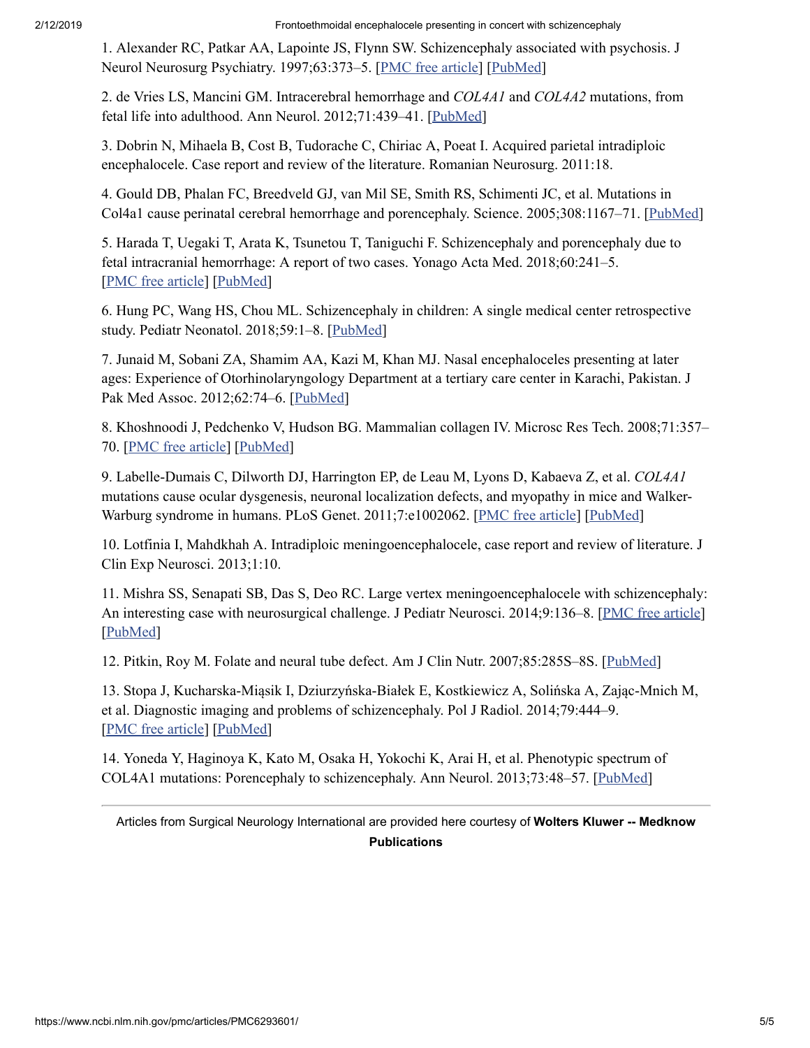1. Alexander RC, Patkar AA, Lapointe JS, Flynn SW. Schizencephaly associated with psychosis. J Neurol Neurosurg Psychiatry. 1997;63:373–5. [PMC free article] [PubMed]

2. de Vries LS, Mancini GM. Intracerebral hemorrhage and *COL4A1* and *COL4A2* mutations, from fetal life into adulthood. Ann Neurol. 2012;71:439–41. [PubMed]

3. Dobrin N, Mihaela B, Cost B, Tudorache C, Chiriac A, Poeat I. Acquired parietal intradiploic encephalocele. Case report and review of the literature. Romanian Neurosurg. 2011:18.

4. Gould DB, Phalan FC, Breedveld GJ, van Mil SE, Smith RS, Schimenti JC, et al. Mutations in Col4a1 cause perinatal cerebral hemorrhage and porencephaly. Science. 2005;308:1167–71. [PubMed]

5. Harada T, Uegaki T, Arata K, Tsunetou T, Taniguchi F. Schizencephaly and porencephaly due to fetal intracranial hemorrhage: A report of two cases. Yonago Acta Med. 2018;60:241–5. [PMC free article] [PubMed]

6. Hung PC, Wang HS, Chou ML. Schizencephaly in children: A single medical center retrospective study. Pediatr Neonatol. 2018;59:1–8. [PubMed]

7. Junaid M, Sobani ZA, Shamim AA, Kazi M, Khan MJ. Nasal encephaloceles presenting at later ages: Experience of Otorhinolaryngology Department at a tertiary care center in Karachi, Pakistan. J Pak Med Assoc. 2012;62:74–6. [PubMed]

8. Khoshnoodi J, Pedchenko V, Hudson BG. Mammalian collagen IV. Microsc Res Tech. 2008;71:357–70. [PMC free article] [PubMed]

9. Labelle-Dumais C, Dilworth DJ, Harrington EP, de Leau M, Lyons D, Kabaeva Z, et al. *COL4A1* mutations cause ocular dysgenesis, neuronal localization defects, and myopathy in mice and Walker-Warburg syndrome in humans. PLoS Genet. 2011;7:e1002062. [PMC free article] [PubMed]

10. Lotfinia I, Mahdkhah A. Intradiploic meningoencephalocele, case report and review of literature. J Clin Exp Neurosci. 2013;1:10.

11. Mishra SS, Senapati SB, Das S, Deo RC. Large vertex meningoencephalocele with schizencephaly: An interesting case with neurosurgical challenge. J Pediatr Neurosci. 2014;9:136–8. [PMC free article] [PubMed]

12. Pitkin, Roy M. Folate and neural tube defect. Am J Clin Nutr. 2007;85:285S–8S. [PubMed]

13. Stopa J, Kucharska-Miąsik I, Dziurzyńska-Białek E, Kostkiewicz A, Solińska A, Zając-Mnich M, et al. Diagnostic imaging and problems of schizencephaly. Pol J Radiol. 2014;79:444–9. [PMC free article] [PubMed]

14. Yoneda Y, Haginoya K, Kato M, Osaka H, Yokochi K, Arai H, et al. Phenotypic spectrum of COL4A1 mutations: Porencephaly to schizencephaly. Ann Neurol. 2013;73:48–57. [PubMed]

---

Articles from Surgical Neurology International are provided here courtesy of **Wolters Kluwer -- Medknow Publications**